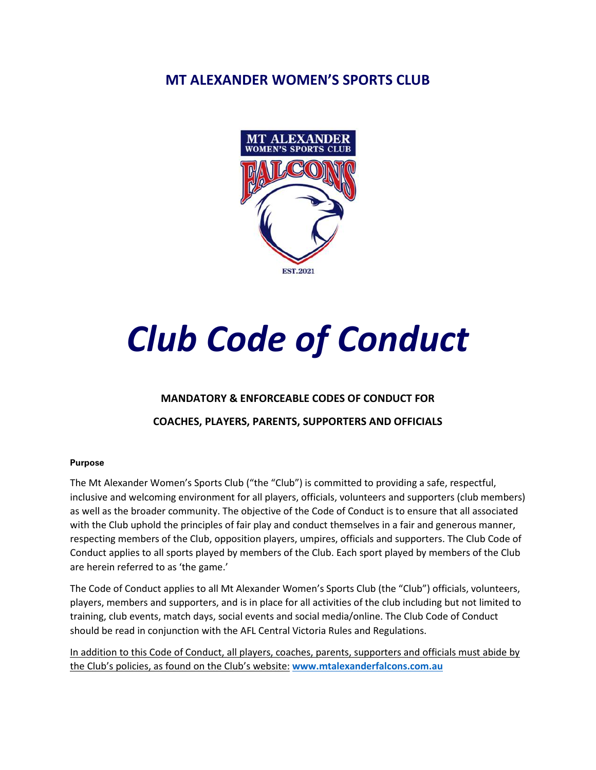# MT ALEXANDER WOMEN'S SPORTS CLUB

# *Club Code of Conduct*

**MANDATORY & ENFORCEABLE CODES OF CONDUCT FOR**

**COACHES, PLAYERS, PARENTS, SUPPORTERS AND OFFICIALS**

**Purpose**

The Mt Alexander Women's Sports Club ("the "Club") is committed to providing a safe, respectful, inclusive and welcoming environment for all players, officials, volunteers and supporters (club members) as well as the broader community. The objective of the Code of Conduct is to ensure that all associated with the Club uphold the principles of fair play and conduct themselves in a fair and generous manner, respecting members of the Club, opposition players, umpires, officials and supporters. The Club Code of Conduct applies to all sports played by members of the Club. Each sport played by members of the Club are herein referred to as 'the game.'

The Code of Conduct applies to all Mt Alexander Women's Sports Club (the "Club") officials, volunteers, players, members and supporters, and is in place for all activities of the club including but not limited to training, club events, match days, social events and social media/online. The Club Code of Conduct should be read in conjunction with the AFL Central Victoria Rules and Regulations.

In addition to this Code of Conduct, all players, coaches, parents, supporters and officials must abide by the Club's policies, as found on the Club's website: **www.mtalexanderfalcons.com.au**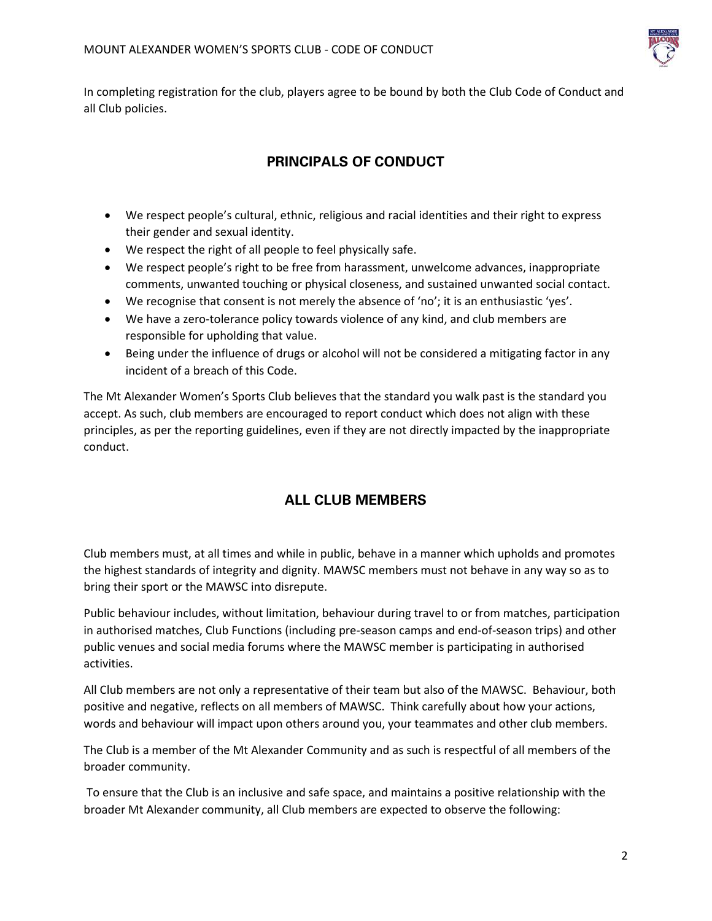In completing registration for the club, players agree to be bound by both the Club Code of Conduct and all Club policies.

## PRINCIPALS OF CONDUCT

- We respect people's cultural, ethnic, religious and racial identities and their right to express their gender and sexual identity.
- We respect the right of all people to feel physically safe.
- We respect people's right to be free from harassment, unwelcome advances, inappropriate comments, unwanted touching or physical closeness, and sustained unwanted social contact.
- We recognise that consent is not merely the absence of 'no'; it is an enthusiastic 'yes'.
- We have a zero-tolerance policy towards violence of any kind, and club members are responsible for upholding that value.
- Being under the influence of drugs or alcohol will not be considered a mitigating factor in any incident of a breach of this Code.

The Mt Alexander Women's Sports Club believes that the standard you walk past is the standard you accept. As such, club members are encouraged to report conduct which does not align with these principles, as per the reporting guidelines, even if they are not directly impacted by the inappropriate conduct.

## ALL CLUB MEMBERS

Club members must, at all times and while in public, behave in a manner which upholds and promotes the highest standards of integrity and dignity. MAWSC members must not behave in any way so as to bring their sport or the MAWSC into disrepute.

Public behaviour includes, without limitation, behaviour during travel to or from matches, participation in authorised matches, Club Functions (including pre-season camps and end-of-season trips) and other public venues and social media forums where the MAWSC member is participating in authorised activities.

All Club members are not only a representative of their team but also of the MAWSC. Behaviour, both positive and negative, reflects on all members of MAWSC. Think carefully about how your actions, words and behaviour will impact upon others around you, your teammates and other club members.

The Club is a member of the Mt Alexander Community and as such is respectful of all members of the broader community.

To ensure that the Club is an inclusive and safe space, and maintains a positive relationship with the broader Mt Alexander community, all Club members are expected to observe the following: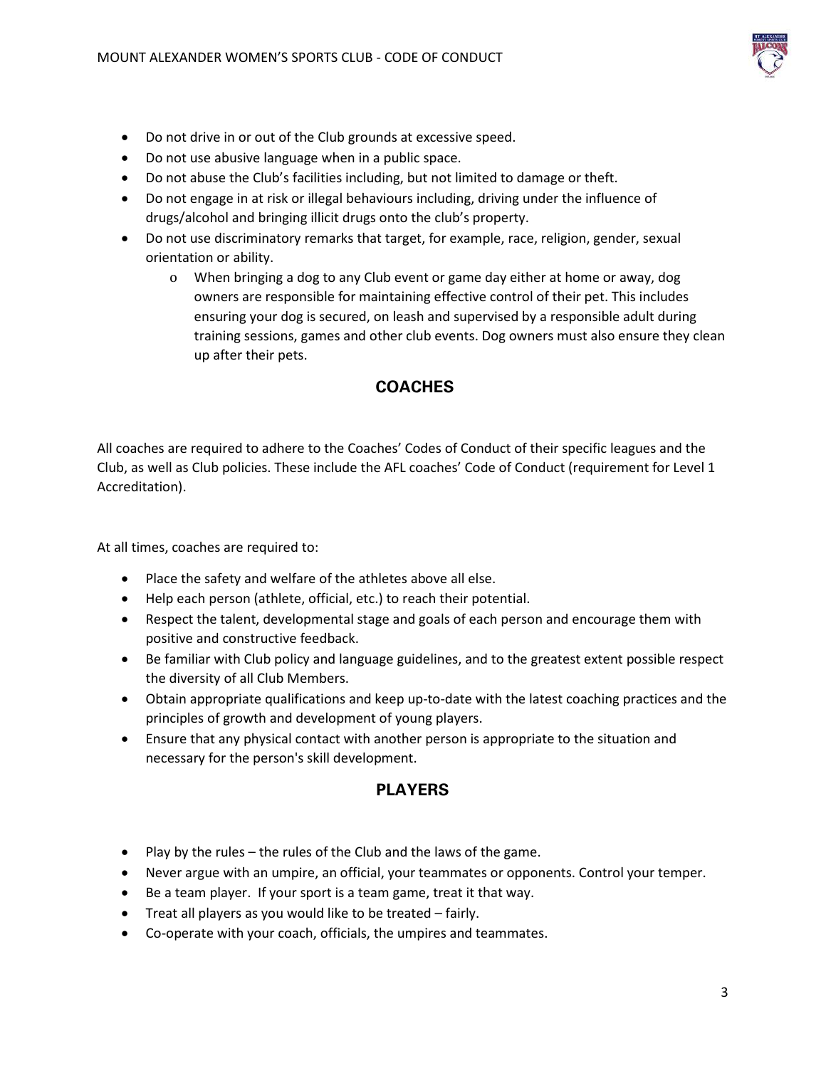- Do not drive in or out of the Club grounds at excessive speed.
- Do not use abusive language when in a public space.
- Do not abuse the Club's facilities including, but not limited to damage or theft.
- Do not engage in at risk or illegal behaviours including, driving under the influence of drugs/alcohol and bringing illicit drugs onto the club's property.
- Do not use discriminatory remarks that target, for example, race, religion, gender, sexual orientation or ability.
    - When bringing a dog to any Club event or game day either at home or away, dog owners are responsible for maintaining effective control of their pet. This includes ensuring your dog is secured, on leash and supervised by a responsible adult during training sessions, games and other club events. Dog owners must also ensure they clean up after their pets.

## COACHES

All coaches are required to adhere to the Coaches' Codes of Conduct of their specific leagues and the Club, as well as Club policies. These include the AFL coaches' Code of Conduct (requirement for Level 1 Accreditation).

At all times, coaches are required to:

- Place the safety and welfare of the athletes above all else.
- Help each person (athlete, official, etc.) to reach their potential.
- Respect the talent, developmental stage and goals of each person and encourage them with positive and constructive feedback.
- Be familiar with Club policy and language guidelines, and to the greatest extent possible respect the diversity of all Club Members.
- Obtain appropriate qualifications and keep up-to-date with the latest coaching practices and the principles of growth and development of young players.
- Ensure that any physical contact with another person is appropriate to the situation and necessary for the person's skill development.

## PLAYERS

- Play by the rules – the rules of the Club and the laws of the game.
- Never argue with an umpire, an official, your teammates or opponents. Control your temper.
- Be a team player. If your sport is a team game, treat it that way.
- Treat all players as you would like to be treated – fairly.
- Co-operate with your coach, officials, the umpires and teammates.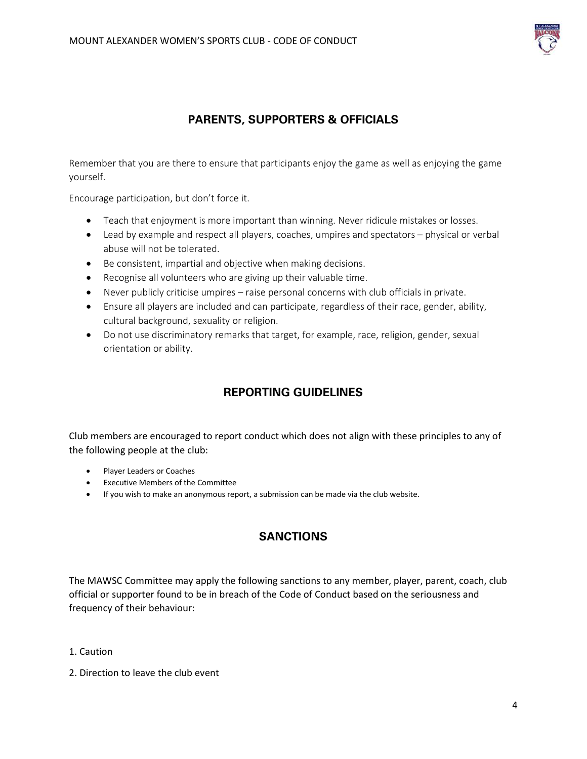## PARENTS, SUPPORTERS & OFFICIALS

Remember that you are there to ensure that participants enjoy the game as well as enjoying the game yourself.

Encourage participation, but don't force it.

- Teach that enjoyment is more important than winning. Never ridicule mistakes or losses.
- Lead by example and respect all players, coaches, umpires and spectators – physical or verbal abuse will not be tolerated.
- Be consistent, impartial and objective when making decisions.
- Recognise all volunteers who are giving up their valuable time.
- Never publicly criticise umpires – raise personal concerns with club officials in private.
- Ensure all players are included and can participate, regardless of their race, gender, ability, cultural background, sexuality or religion.
- Do not use discriminatory remarks that target, for example, race, religion, gender, sexual orientation or ability.

## REPORTING GUIDELINES

Club members are encouraged to report conduct which does not align with these principles to any of the following people at the club:

- Player Leaders or Coaches
- Executive Members of the Committee
- If you wish to make an anonymous report, a submission can be made via the club website.

## SANCTIONS

The MAWSC Committee may apply the following sanctions to any member, player, parent, coach, club official or supporter found to be in breach of the Code of Conduct based on the seriousness and frequency of their behaviour:

1. Caution
2. Direction to leave the club event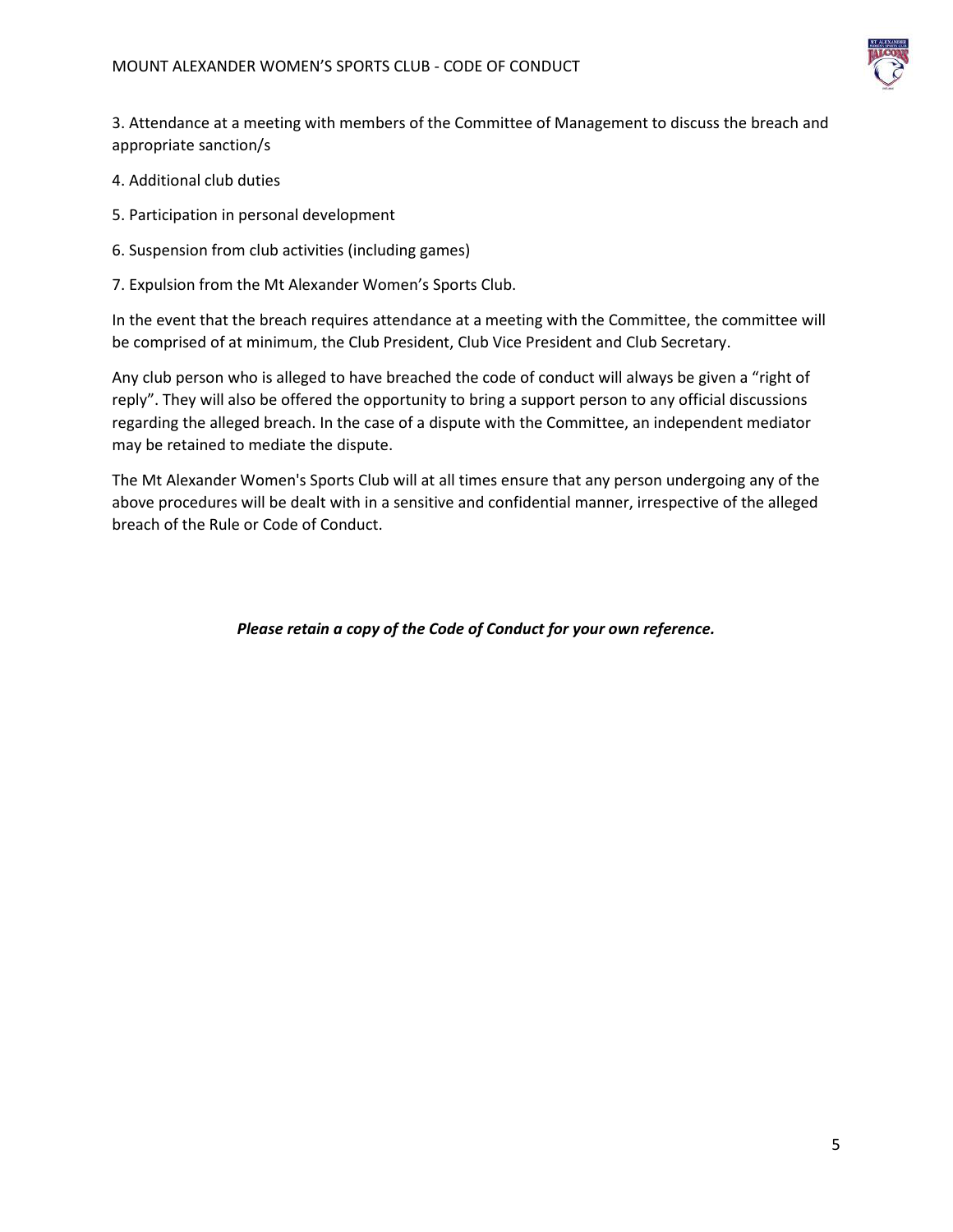3. Attendance at a meeting with members of the Committee of Management to discuss the breach and appropriate sanction/s

4. Additional club duties

5. Participation in personal development

6. Suspension from club activities (including games)

7. Expulsion from the Mt Alexander Women's Sports Club.

In the event that the breach requires attendance at a meeting with the Committee, the committee will be comprised of at minimum, the Club President, Club Vice President and Club Secretary.

Any club person who is alleged to have breached the code of conduct will always be given a "right of reply". They will also be offered the opportunity to bring a support person to any official discussions regarding the alleged breach. In the case of a dispute with the Committee, an independent mediator may be retained to mediate the dispute.

The Mt Alexander Women's Sports Club will at all times ensure that any person undergoing any of the above procedures will be dealt with in a sensitive and confidential manner, irrespective of the alleged breach of the Rule or Code of Conduct.

***Please retain a copy of the Code of Conduct for your own reference.***